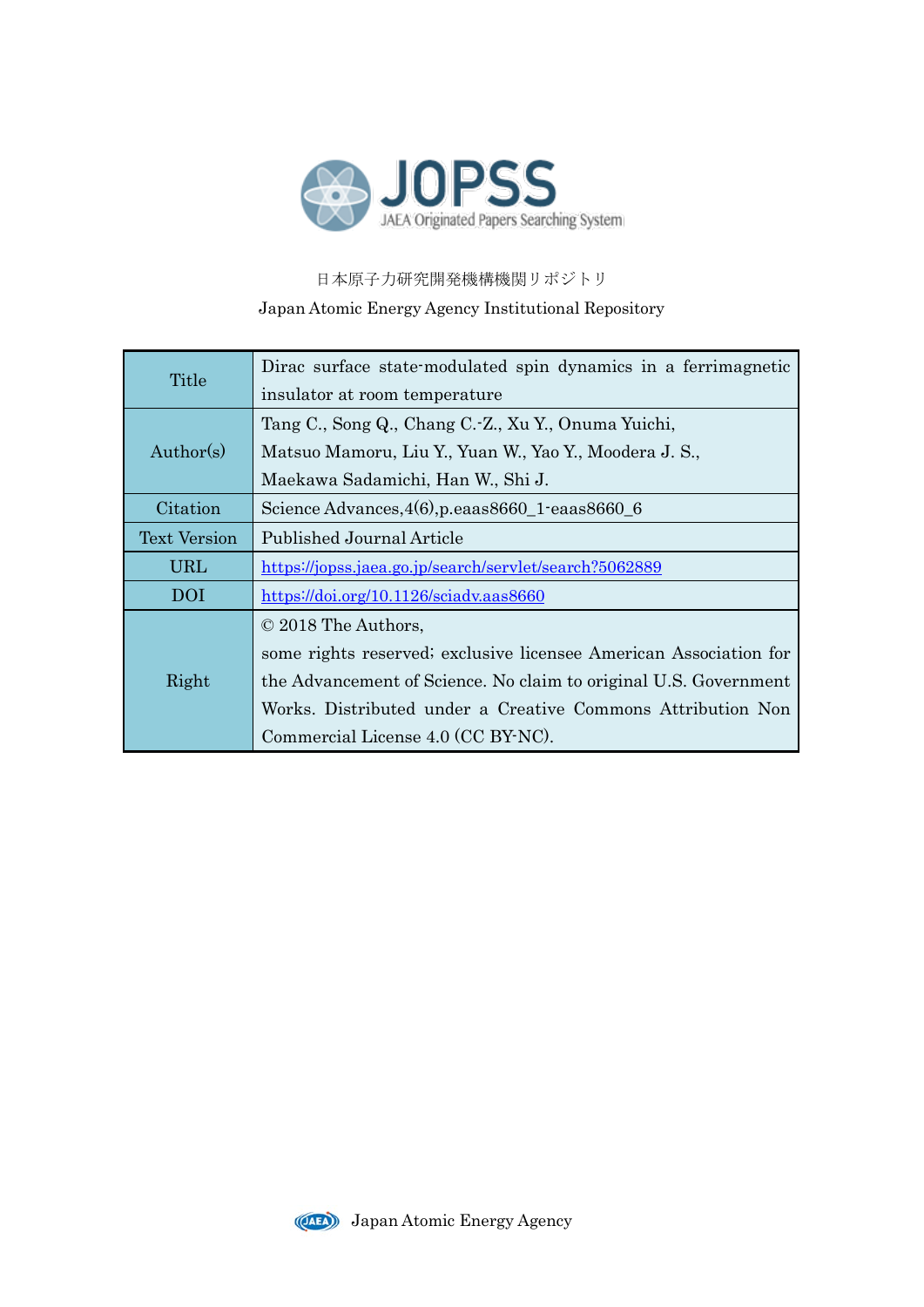# JOPSS

JAEA Originated Papers Searching System

日本原子力研究開発機構機関リポジトリ

Japan Atomic Energy Agency Institutional Repository

| | |
|---|---|
| Title | Dirac surface state-modulated spin dynamics in a ferrimagnetic insulator at room temperature |
| Author(s) | Tang C., Song Q., Chang C.-Z., Xu Y., Onuma Yuichi, Matsuo Mamoru, Liu Y., Yuan W., Yao Y., Moodera J. S., Maekawa Sadamichi, Han W., Shi J. |
| Citation | Science Advances,4(6),p.eaas8660_1-eaas8660_6 |
| Text Version | Published Journal Article |
| URL | https://jopss.jaea.go.jp/search/servlet/search?5062889 |
| DOI | https://doi.org/10.1126/sciadv.aas8660 |
| Right | © 2018 The Authors, some rights reserved; exclusive licensee American Association for the Advancement of Science. No claim to original U.S. Government Works. Distributed under a Creative Commons Attribution Non Commercial License 4.0 (CC BY-NC). |

Japan Atomic Energy Agency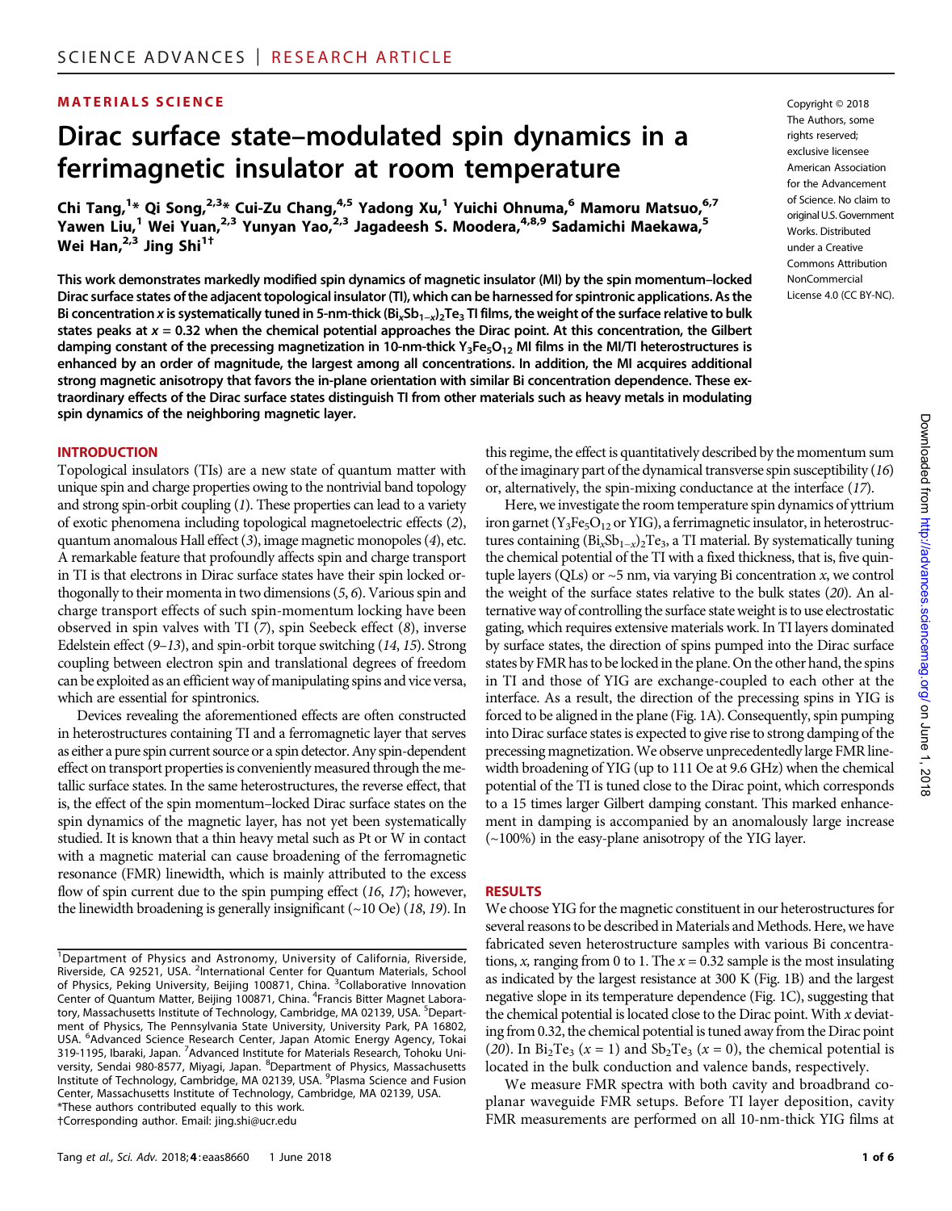## MATERIALS SCIENCE

# Dirac surface state–modulated spin dynamics in a ferrimagnetic insulator at room temperature

Chi Tang,[1]* Qi Song,[2,3]* Cui-Zu Chang,[4,5] Yadong Xu,[1] Yuichi Ohnuma,[6] Mamoru Matsuo,[6,7] Yawen Liu,[1] Wei Yuan,[2,3] Yunyan Yao,[2,3] Jagadeesh S. Moodera,[4,8,9] Sadamichi Maekawa,[5] Wei Han,[2,3] Jing Shi[1]†

Copyright © 2018 The Authors, some rights reserved; exclusive licensee American Association for the Advancement of Science. No claim to original U.S. Government Works. Distributed under a Creative Commons Attribution NonCommercial License 4.0 (CC BY-NC).

**This work demonstrates markedly modified spin dynamics of magnetic insulator (MI) by the spin momentum–locked Dirac surface states of the adjacent topological insulator (TI), which can be harnessed for spintronic applications. As the Bi concentration $x$ is systematically tuned in 5-nm-thick $(Bi_xSb_{1-x})_2Te_3$ TI films, the weight of the surface relative to bulk states peaks at $x = 0.32$ when the chemical potential approaches the Dirac point. At this concentration, the Gilbert damping constant of the precessing magnetization in 10-nm-thick $Y_3Fe_5O_{12}$ MI films in the MI/TI heterostructures is enhanced by an order of magnitude, the largest among all concentrations. In addition, the MI acquires additional strong magnetic anisotropy that favors the in-plane orientation with similar Bi concentration dependence. These extraordinary effects of the Dirac surface states distinguish TI from other materials such as heavy metals in modulating spin dynamics of the neighboring magnetic layer.**

## INTRODUCTION

Topological insulators (TIs) are a new state of quantum matter with unique spin and charge properties owing to the nontrivial band topology and strong spin-orbit coupling (*1*). These properties can lead to a variety of exotic phenomena including topological magnetoelectric effects (*2*), quantum anomalous Hall effect (*3*), image magnetic monopoles (*4*), etc. A remarkable feature that profoundly affects spin and charge transport in TI is that electrons in Dirac surface states have their spin locked orthogonally to their momenta in two dimensions (*5*, *6*). Various spin and charge transport effects of such spin-momentum locking have been observed in spin valves with TI (*7*), spin Seebeck effect (*8*), inverse Edelstein effect (*9*–*13*), and spin-orbit torque switching (*14*, *15*). Strong coupling between electron spin and translational degrees of freedom can be exploited as an efficient way of manipulating spins and vice versa, which are essential for spintronics.

Devices revealing the aforementioned effects are often constructed in heterostructures containing TI and a ferromagnetic layer that serves as either a pure spin current source or a spin detector. Any spin-dependent effect on transport properties is conveniently measured through the metallic surface states. In the same heterostructures, the reverse effect, that is, the effect of the spin momentum–locked Dirac surface states on the spin dynamics of the magnetic layer, has not yet been systematically studied. It is known that a thin heavy metal such as Pt or W in contact with a magnetic material can cause broadening of the ferromagnetic resonance (FMR) linewidth, which is mainly attributed to the excess flow of spin current due to the spin pumping effect (*16*, *17*); however, the linewidth broadening is generally insignificant (~10 Oe) (*18*, *19*). In this regime, the effect is quantitatively described by the momentum sum of the imaginary part of the dynamical transverse spin susceptibility (*16*) or, alternatively, the spin-mixing conductance at the interface (*17*).

Here, we investigate the room temperature spin dynamics of yttrium iron garnet ($Y_3Fe_5O_{12}$ or YIG), a ferrimagnetic insulator, in heterostructures containing $(Bi_xSb_{1-x})_2Te_3$, a TI material. By systematically tuning the chemical potential of the TI with a fixed thickness, that is, five quintuple layers (QLs) or ~5 nm, via varying Bi concentration $x$, we control the weight of the surface states relative to the bulk states (*20*). An alternative way of controlling the surface state weight is to use electrostatic gating, which requires extensive materials work. In TI layers dominated by surface states, the direction of spins pumped into the Dirac surface states by FMR has to be locked in the plane. On the other hand, the spins in TI and those of YIG are exchange-coupled to each other at the interface. As a result, the direction of the precessing spins in YIG is forced to be aligned in the plane (Fig. 1A). Consequently, spin pumping into Dirac surface states is expected to give rise to strong damping of the precessing magnetization. We observe unprecedentedly large FMR linewidth broadening of YIG (up to 111 Oe at 9.6 GHz) when the chemical potential of the TI is tuned close to the Dirac point, which corresponds to a 15 times larger Gilbert damping constant. This marked enhancement in damping is accompanied by an anomalously large increase (~100%) in the easy-plane anisotropy of the YIG layer.

## RESULTS

We choose YIG for the magnetic constituent in our heterostructures for several reasons to be described in Materials and Methods. Here, we have fabricated seven heterostructure samples with various Bi concentrations, $x$, ranging from 0 to 1. The $x = 0.32$ sample is the most insulating as indicated by the largest resistance at 300 K (Fig. 1B) and the largest negative slope in its temperature dependence (Fig. 1C), suggesting that the chemical potential is located close to the Dirac point. With $x$ deviating from 0.32, the chemical potential is tuned away from the Dirac point (*20*). In $Bi_2Te_3$ ($x = 1$) and $Sb_2Te_3$ ($x = 0$), the chemical potential is located in the bulk conduction and valence bands, respectively.

We measure FMR spectra with both cavity and broadband coplanar waveguide FMR setups. Before TI layer deposition, cavity FMR measurements are performed on all 10-nm-thick YIG films at

---

[1]Department of Physics and Astronomy, University of California, Riverside, Riverside, CA 92521, USA. [2]International Center for Quantum Materials, School of Physics, Peking University, Beijing 100871, China. [3]Collaborative Innovation Center of Quantum Matter, Beijing 100871, China. [4]Francis Bitter Magnet Laboratory, Massachusetts Institute of Technology, Cambridge, MA 02139, USA. [5]Department of Physics, The Pennsylvania State University, University Park, PA 16802, USA. [6]Advanced Science Research Center, Japan Atomic Energy Agency, Tokai 319-1195, Ibaraki, Japan. [7]Advanced Institute for Materials Research, Tohoku University, Sendai 980-8577, Miyagi, Japan. [8]Department of Physics, Massachusetts Institute of Technology, Cambridge, MA 02139, USA. [9]Plasma Science and Fusion Center, Massachusetts Institute of Technology, Cambridge, MA 02139, USA.
*These authors contributed equally to this work.
†Corresponding author. Email: jing.shi@ucr.edu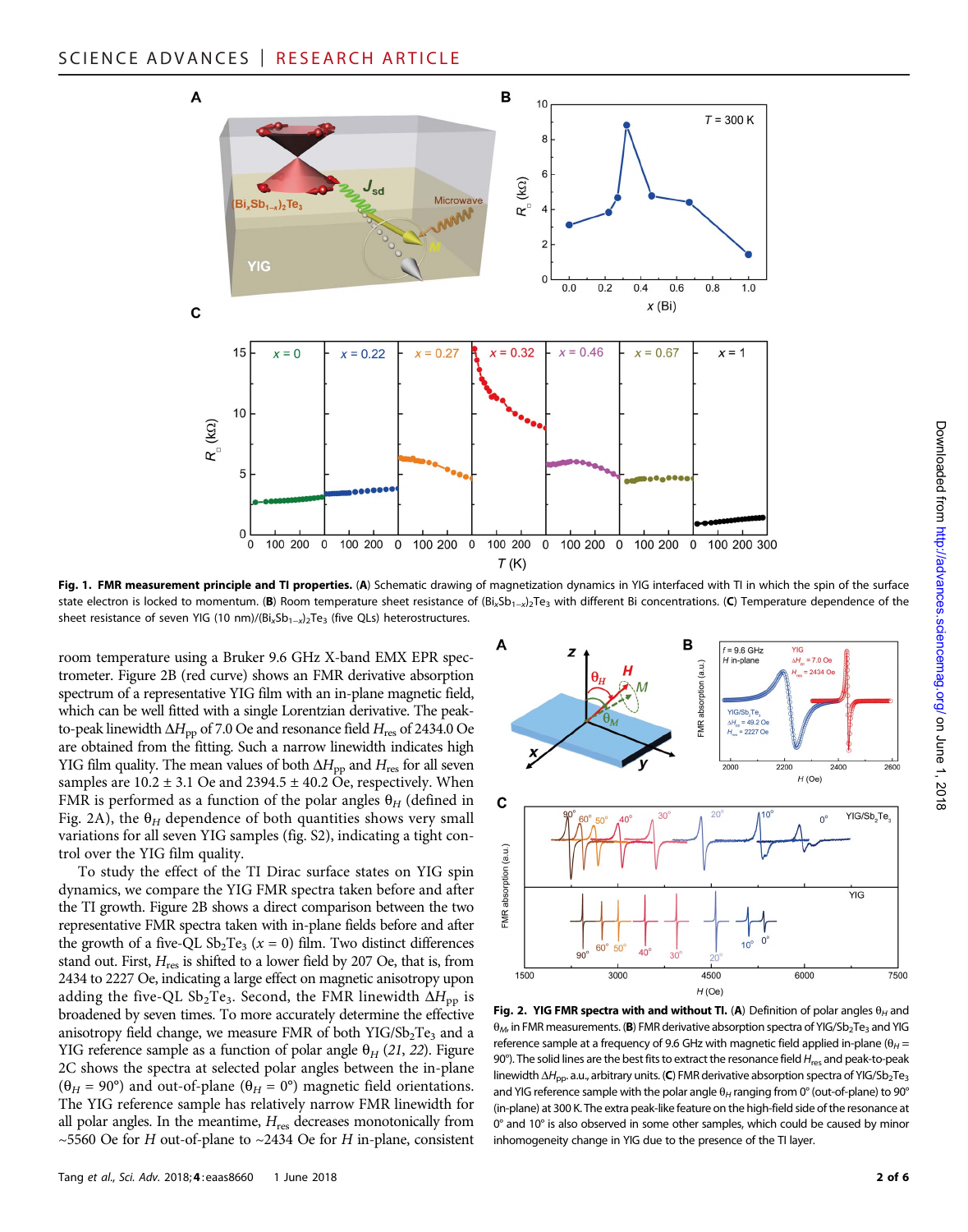**Fig. 1. FMR measurement principle and TI properties.** (**A**) Schematic drawing of magnetization dynamics in YIG interfaced with TI in which the spin of the surface state electron is locked to momentum. (**B**) Room temperature sheet resistance of $(Bi_xSb_{1-x})_2Te_3$ with different Bi concentrations. (**C**) Temperature dependence of the sheet resistance of seven YIG (10 nm)/$(Bi_xSb_{1-x})_2Te_3$ (five QLs) heterostructures.

room temperature using a Bruker 9.6 GHz X-band EMX EPR spectrometer. Figure 2B (red curve) shows an FMR derivative absorption spectrum of a representative YIG film with an in-plane magnetic field, which can be well fitted with a single Lorentzian derivative. The peak-to-peak linewidth $\Delta H_{pp}$ of 7.0 Oe and resonance field $H_{res}$ of 2434.0 Oe are obtained from the fitting. Such a narrow linewidth indicates high YIG film quality. The mean values of both $\Delta H_{pp}$ and $H_{res}$ for all seven samples are 10.2 ± 3.1 Oe and 2394.5 ± 40.2 Oe, respectively. When FMR is performed as a function of the polar angles $\theta_H$ (defined in Fig. 2A), the $\theta_H$ dependence of both quantities shows very small variations for all seven YIG samples (fig. S2), indicating a tight control over the YIG film quality.

To study the effect of the TI Dirac surface states on YIG spin dynamics, we compare the YIG FMR spectra taken before and after the TI growth. Figure 2B shows a direct comparison between the two representative FMR spectra taken with in-plane fields before and after the growth of a five-QL $Sb_2Te_3$ ($x = 0$) film. Two distinct differences stand out. First, $H_{res}$ is shifted to a lower field by 207 Oe, that is, from 2434 to 2227 Oe, indicating a large effect on magnetic anisotropy upon adding the five-QL $Sb_2Te_3$. Second, the FMR linewidth $\Delta H_{pp}$ is broadened by seven times. To more accurately determine the effective anisotropy field change, we measure FMR of both YIG/$Sb_2Te_3$ and a YIG reference sample as a function of polar angle $\theta_H$ (*21*, *22*). Figure 2C shows the spectra at selected polar angles between the in-plane ($\theta_H = 90°$) and out-of-plane ($\theta_H = 0°$) magnetic field orientations. The YIG reference sample has relatively narrow FMR linewidth for all polar angles. In the meantime, $H_{res}$ decreases monotonically from ~5560 Oe for $H$ out-of-plane to ~2434 Oe for $H$ in-plane, consistent

**Fig. 2. YIG FMR spectra with and without TI.** (**A**) Definition of polar angles $\theta_H$ and $\theta_M$ in FMR measurements. (**B**) FMR derivative absorption spectra of YIG/$Sb_2Te_3$ and YIG reference sample at a frequency of 9.6 GHz with magnetic field applied in-plane ($\theta_H$ = 90°). The solid lines are the best fits to extract the resonance field $H_{res}$ and peak-to-peak linewidth $\Delta H_{pp}$. a.u., arbitrary units. (**C**) FMR derivative absorption spectra of YIG/$Sb_2Te_3$ and YIG reference sample with the polar angle $\theta_H$ ranging from 0° (out-of-plane) to 90° (in-plane) at 300 K. The extra peak-like feature on the high-field side of the resonance at 0° and 10° is also observed in some other samples, which could be caused by minor inhomogeneity change in YIG due to the presence of the TI layer.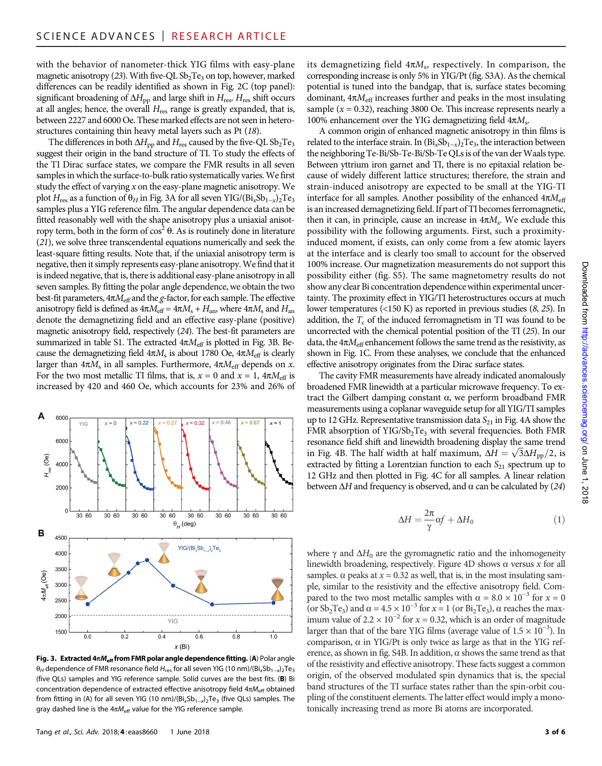with the behavior of nanometer-thick YIG films with easy-plane magnetic anisotropy (23). With five-QL $Sb_2Te_3$ on top, however, marked differences can be readily identified as shown in Fig. 2C (top panel): significant broadening of $\Delta H_{pp}$ and large shift in $H_{res}$. $H_{res}$ shift occurs at all angles; hence, the overall $H_{res}$ range is greatly expanded, that is, between 2227 and 6000 Oe. These marked effects are not seen in heterostructures containing thin heavy metal layers such as Pt (18).

The differences in both $\Delta H_{pp}$ and $H_{res}$ caused by the five-QL $Sb_2Te_3$ suggest their origin in the band structure of TI. To study the effects of the TI Dirac surface states, we compare the FMR results in all seven samples in which the surface-to-bulk ratio systematically varies. We first study the effect of varying $x$ on the easy-plane magnetic anisotropy. We plot $H_{res}$ as a function of $\theta_H$ in Fig. 3A for all seven YIG/$(Bi_xSb_{1-x})_2Te_3$ samples plus a YIG reference film. The angular dependence data can be fitted reasonably well with the shape anisotropy plus a uniaxial anisotropy term, both in the form of $\cos^2\theta$. As is routinely done in literature (21), we solve three transcendental equations numerically and seek the least-square fitting results. Note that, if the uniaxial anisotropy term is negative, then it simply represents easy-plane anisotropy. We find that it is indeed negative, that is, there is additional easy-plane anisotropy in all seven samples. By fitting the polar angle dependence, we obtain the two best-fit parameters, $4\pi M_{eff}$ and the $g$-factor, for each sample. The effective anisotropy field is defined as $4\pi M_{eff} = 4\pi M_s + H_{an}$, where $4\pi M_s$ and $H_{an}$ denote the demagnetizing field and an effective easy-plane (positive) magnetic anisotropy field, respectively (24). The best-fit parameters are summarized in table S1. The extracted $4\pi M_{eff}$ is plotted in Fig. 3B. Because the demagnetizing field $4\pi M_s$ is about 1780 Oe, $4\pi M_{eff}$ is clearly larger than $4\pi M_s$ in all samples. Furthermore, $4\pi M_{eff}$ depends on $x$. For the two most metallic TI films, that is, $x = 0$ and $x = 1$, $4\pi M_{eff}$ is increased by 420 and 460 Oe, which accounts for 23% and 26% of its demagnetizing field $4\pi M_s$, respectively. In comparison, the corresponding increase is only 5% in YIG/Pt (fig. S3A). As the chemical potential is tuned into the bandgap, that is, surface states becoming dominant, $4\pi M_{eff}$ increases further and peaks in the most insulating sample ($x = 0.32$), reaching 3800 Oe. This increase represents nearly a 100% enhancement over the YIG demagnetizing field $4\pi M_s$.

A common origin of enhanced magnetic anisotropy in thin films is related to the interface strain. In $(Bi_xSb_{1-x})_2Te_3$, the interaction between the neighboring Te-Bi/Sb-Te-Bi/Sb-Te QLs is of the van der Waals type. Between yttrium iron garnet and TI, there is no epitaxial relation because of widely different lattice structures; therefore, the strain and strain-induced anisotropy are expected to be small at the YIG-TI interface for all samples. Another possibility of the enhanced $4\pi M_{eff}$ is an increased demagnetizing field. If part of TI becomes ferromagnetic, then it can, in principle, cause an increase in $4\pi M_s$. We exclude this possibility with the following arguments. First, such a proximity-induced moment, if exists, can only come from a few atomic layers at the interface and is clearly too small to account for the observed 100% increase. Our magnetization measurements do not support this possibility either (fig. S5). The same magnetometry results do not show any clear Bi concentration dependence within experimental uncertainty. The proximity effect in YIG/TI heterostructures occurs at much lower temperatures (<150 K) as reported in previous studies (8, 25). In addition, the $T_c$ of the induced ferromagnetism in TI was found to be uncorrelated with the chemical potential position of the TI (25). In our data, the $4\pi M_{eff}$ enhancement follows the same trend as the resistivity, as shown in Fig. 1C. From these analyses, we conclude that the enhanced effective anisotropy originates from the Dirac surface states.

The cavity FMR measurements have already indicated anomalously broadened FMR linewidth at a particular microwave frequency. To extract the Gilbert damping constant α, we perform broadband FMR measurements using a coplanar waveguide setup for all YIG/TI samples up to 12 GHz. Representative transmission data $S_{21}$ in Fig. 4A show the FMR absorption of YIG/$Sb_2Te_3$ with several frequencies. Both FMR resonance field shift and linewidth broadening display the same trend in Fig. 4B. The half width at half maximum, $\Delta H = \sqrt{3}\Delta H_{pp}/2$, is extracted by fitting a Lorentzian function to each $S_{21}$ spectrum up to 12 GHz and then plotted in Fig. 4C for all samples. A linear relation between $\Delta H$ and frequency is observed, and α can be calculated by (24)

$$\Delta H = \frac{2\pi}{\gamma}\alpha f + \Delta H_0 \tag{1}$$

where $\gamma$ and $\Delta H_0$ are the gyromagnetic ratio and the inhomogeneity linewidth broadening, respectively. Figure 4D shows α versus $x$ for all samples. α peaks at $x = 0.32$ as well, that is, in the most insulating sample, similar to the resistivity and the effective anisotropy field. Compared to the two most metallic samples with $\alpha = 8.0 \times 10^{-3}$ for $x = 0$ (or $Sb_2Te_3$) and $\alpha = 4.5 \times 10^{-3}$ for $x = 1$ (or $Bi_2Te_3$), α reaches the maximum value of $2.2 \times 10^{-2}$ for $x = 0.32$, which is an order of magnitude larger than that of the bare YIG films (average value of $1.5 \times 10^{-3}$). In comparison, α in YIG/Pt is only twice as large as that in the YIG reference, as shown in fig. S4B. In addition, α shows the same trend as that of the resistivity and effective anisotropy. These facts suggest a common origin, of the observed modulated spin dynamics that is, the special band structures of the TI surface states rather than the spin-orbit coupling of the constituent elements. The latter effect would imply a monotonically increasing trend as more Bi atoms are incorporated.

**Fig. 3. Extracted $4\pi M_{eff}$ from FMR polar angle dependence fitting.** (**A**) Polar angle $\theta_H$ dependence of FMR resonance field $H_{res}$ for all seven YIG (10 nm)/$(Bi_xSb_{1-x})_2Te_3$ (five QLs) samples and YIG reference sample. Solid curves are the best fits. (**B**) Bi concentration dependence of extracted effective anisotropy field $4\pi M_{eff}$ obtained from fitting in (A) for all seven YIG (10 nm)/$(Bi_xSb_{1-x})_2Te_3$ (five QLs) samples. The gray dashed line is the $4\pi M_{eff}$ value for the YIG reference sample.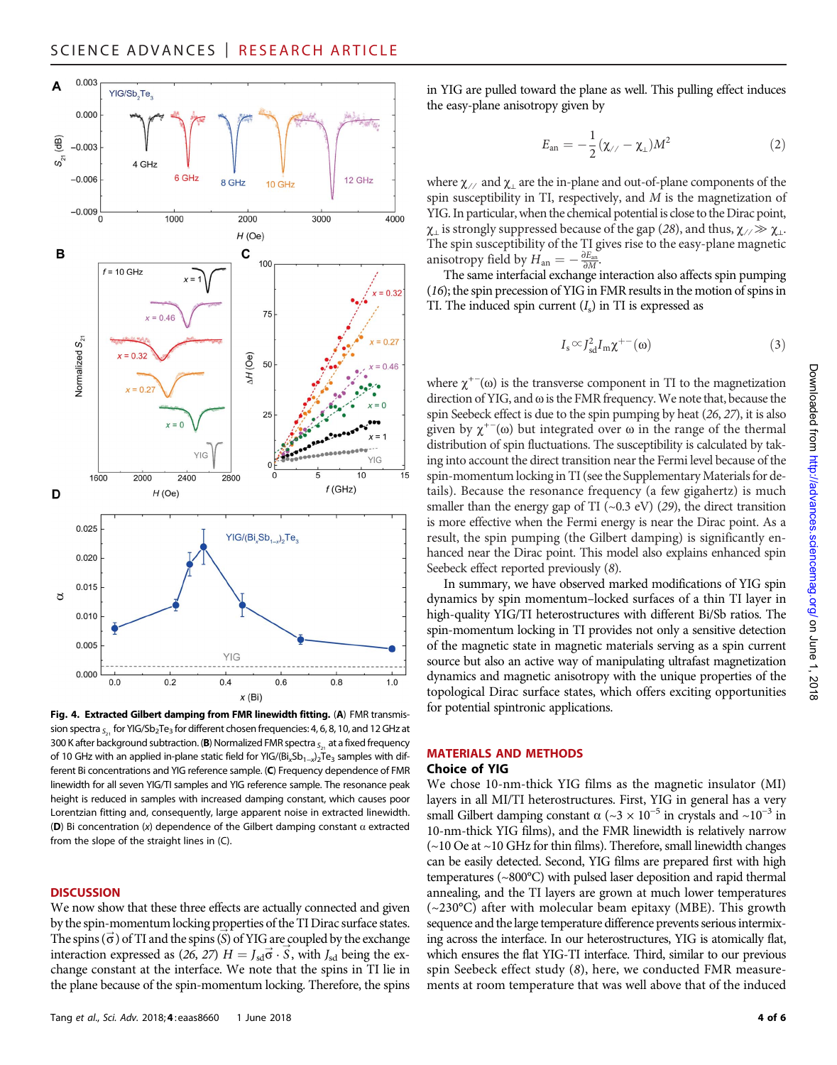**Fig. 4. Extracted Gilbert damping from FMR linewidth fitting.** (**A**) FMR transmission spectra $S_{21}$ for YIG/$Sb_2Te_3$ for different chosen frequencies: 4, 6, 8, 10, and 12 GHz at 300 K after background subtraction. (**B**) Normalized FMR spectra $S_{21}$ at a fixed frequency of 10 GHz with an applied in-plane static field for YIG/$(Bi_xSb_{1-x})_2Te_3$ samples with different Bi concentrations and YIG reference sample. (**C**) Frequency dependence of FMR linewidth for all seven YIG/TI samples and YIG reference sample. The resonance peak height is reduced in samples with increased damping constant, which causes poor Lorentzian fitting and, consequently, large apparent noise in extracted linewidth. (**D**) Bi concentration ($x$) dependence of the Gilbert damping constant $\alpha$ extracted from the slope of the straight lines in (C).

## DISCUSSION

We now show that these three effects are actually connected and given by the spin-momentum locking properties of the TI Dirac surface states. The spins ($\vec{\sigma}$) of TI and the spins ($\vec{S}$) of YIG are coupled by the exchange interaction expressed as (*26*, *27*) $H = J_{sd}\vec{\sigma}\cdot\vec{S}$, with $J_{sd}$ being the exchange constant at the interface. We note that the spins in TI lie in the plane because of the spin-momentum locking. Therefore, the spins in YIG are pulled toward the plane as well. This pulling effect induces the easy-plane anisotropy given by

$$E_{an} = -\frac{1}{2}(\chi_{//} - \chi_{\perp})M^2 \tag{2}$$

where $\chi_{//}$ and $\chi_{\perp}$ are the in-plane and out-of-plane components of the spin susceptibility in TI, respectively, and $M$ is the magnetization of YIG. In particular, when the chemical potential is close to the Dirac point, $\chi_{\perp}$ is strongly suppressed because of the gap (*28*), and thus, $\chi_{//} \gg \chi_{\perp}$. The spin susceptibility of the TI gives rise to the easy-plane magnetic anisotropy field by $H_{an} = -\frac{\partial E_{an}}{\partial M}$.

The same interfacial exchange interaction also affects spin pumping (*16*); the spin precession of YIG in FMR results in the motion of spins in TI. The induced spin current ($I_s$) in TI is expressed as

$$I_s \propto J_{sd}^2 I_m \chi^{+-}(\omega) \tag{3}$$

where $\chi^{+-}(\omega)$ is the transverse component in TI to the magnetization direction of YIG, and $\omega$ is the FMR frequency. We note that, because the spin Seebeck effect is due to the spin pumping by heat (*26*, *27*), it is also given by $\chi^{+-}(\omega)$ but integrated over $\omega$ in the range of the thermal distribution of spin fluctuations. The susceptibility is calculated by taking into account the direct transition near the Fermi level because of the spin-momentum locking in TI (see the Supplementary Materials for details). Because the resonance frequency (a few gigahertz) is much smaller than the energy gap of TI (~0.3 eV) (*29*), the direct transition is more effective when the Fermi energy is near the Dirac point. As a result, the spin pumping (the Gilbert damping) is significantly enhanced near the Dirac point. This model also explains enhanced spin Seebeck effect reported previously (*8*).

In summary, we have observed marked modifications of YIG spin dynamics by spin momentum–locked surfaces of a thin TI layer in high-quality YIG/TI heterostructures with different Bi/Sb ratios. The spin-momentum locking in TI provides not only a sensitive detection of the magnetic state in magnetic materials serving as a spin current source but also an active way of manipulating ultrafast magnetization dynamics and magnetic anisotropy with the unique properties of the topological Dirac surface states, which offers exciting opportunities for potential spintronic applications.

## MATERIALS AND METHODS

### Choice of YIG

We chose 10-nm-thick YIG films as the magnetic insulator (MI) layers in all MI/TI heterostructures. First, YIG in general has a very small Gilbert damping constant $\alpha$ (~$3 \times 10^{-5}$ in crystals and ~$10^{-3}$ in 10-nm-thick YIG films), and the FMR linewidth is relatively narrow (~10 Oe at ~10 GHz for thin films). Therefore, small linewidth changes can be easily detected. Second, YIG films are prepared first with high temperatures (~800°C) with pulsed laser deposition and rapid thermal annealing, and the TI layers are grown at much lower temperatures (~230°C) after with molecular beam epitaxy (MBE). This growth sequence and the large temperature difference prevents serious intermixing across the interface. In our heterostructures, YIG is atomically flat, which ensures the flat YIG-TI interface. Third, similar to our previous spin Seebeck effect study (*8*), here, we conducted FMR measurements at room temperature that was well above that of the induced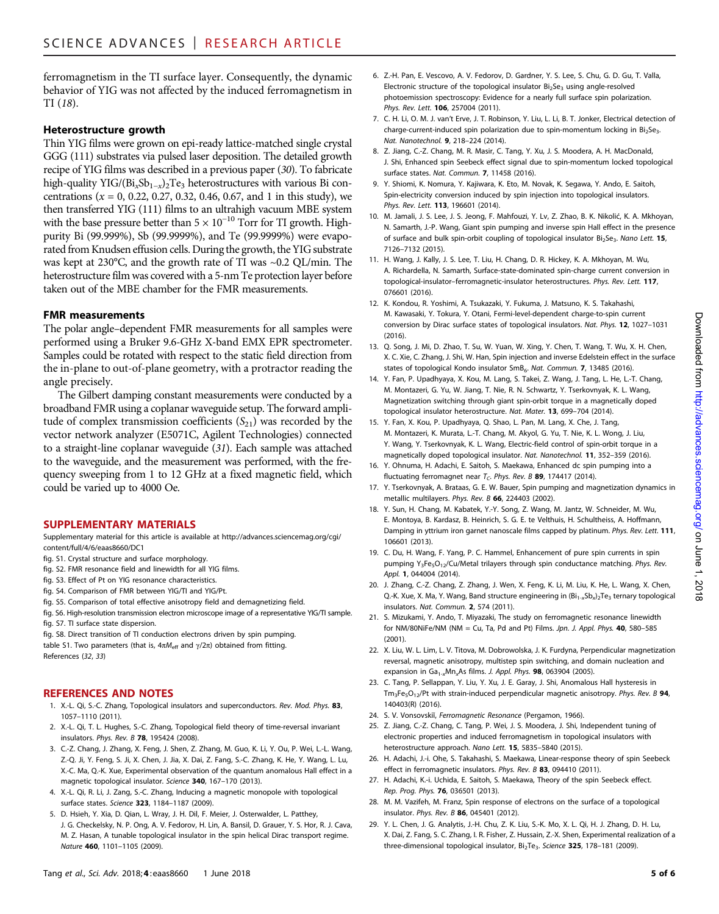ferromagnetism in the TI surface layer. Consequently, the dynamic behavior of YIG was not affected by the induced ferromagnetism in TI (18).

### Heterostructure growth

Thin YIG films were grown on epi-ready lattice-matched single crystal GGG (111) substrates via pulsed laser deposition. The detailed growth recipe of YIG films was described in a previous paper (30). To fabricate high-quality YIG/$(Bi_xSb_{1-x})_2Te_3$ heterostructures with various Bi concentrations ($x$ = 0, 0.22, 0.27, 0.32, 0.46, 0.67, and 1 in this study), we then transferred YIG (111) films to an ultrahigh vacuum MBE system with the base pressure better than $5 \times 10^{-10}$ Torr for TI growth. High-purity Bi (99.999%), Sb (99.9999%), and Te (99.9999%) were evaporated from Knudsen effusion cells. During the growth, the YIG substrate was kept at 230°C, and the growth rate of TI was ~0.2 QL/min. The heterostructure film was covered with a 5-nm Te protection layer before taken out of the MBE chamber for the FMR measurements.

### FMR measurements

The polar angle–dependent FMR measurements for all samples were performed using a Bruker 9.6-GHz X-band EMX EPR spectrometer. Samples could be rotated with respect to the static field direction from the in-plane to out-of-plane geometry, with a protractor reading the angle precisely.

The Gilbert damping constant measurements were conducted by a broadband FMR using a coplanar waveguide setup. The forward amplitude of complex transmission coefficients ($S_{21}$) was recorded by the vector network analyzer (E5071C, Agilent Technologies) connected to a straight-line coplanar waveguide (31). Each sample was attached to the waveguide, and the measurement was performed, with the frequency sweeping from 1 to 12 GHz at a fixed magnetic field, which could be varied up to 4000 Oe.

## SUPPLEMENTARY MATERIALS

Supplementary material for this article is available at http://advances.sciencemag.org/cgi/content/full/4/6/eaas8660/DC1

fig. S1. Crystal structure and surface morphology.
fig. S2. FMR resonance field and linewidth for all YIG films.
fig. S3. Effect of Pt on YIG resonance characteristics.
fig. S4. Comparison of FMR between YIG/TI and YIG/Pt.
fig. S5. Comparison of total effective anisotropy field and demagnetizing field.
fig. S6. High-resolution transmission electron microscope image of a representative YIG/TI sample.
fig. S7. TI surface state dispersion.
fig. S8. Direct transition of TI conduction electrons driven by spin pumping.
table S1. Two parameters (that is, $4\pi M_{eff}$ and $\gamma/2\pi$) obtained from fitting.
References (32, 33)

## REFERENCES AND NOTES

1. X.-L. Qi, S.-C. Zhang, Topological insulators and superconductors. *Rev. Mod. Phys.* **83**, 1057–1110 (2011).
2. X.-L. Qi, T. L. Hughes, S.-C. Zhang, Topological field theory of time-reversal invariant insulators. *Phys. Rev. B* **78**, 195424 (2008).
3. C.-Z. Chang, J. Zhang, X. Feng, J. Shen, Z. Zhang, M. Guo, K. Li, Y. Ou, P. Wei, L.-L. Wang, Z.-Q. Ji, Y. Feng, S. Ji, X. Chen, J. Jia, X. Dai, Z. Fang, S.-C. Zhang, K. He, Y. Wang, L. Lu, X.-C. Ma, Q.-K. Xue, Experimental observation of the quantum anomalous Hall effect in a magnetic topological insulator. *Science* **340**, 167–170 (2013).
4. X.-L. Qi, R. Li, J. Zang, S.-C. Zhang, Inducing a magnetic monopole with topological surface states. *Science* **323**, 1184–1187 (2009).
5. D. Hsieh, Y. Xia, D. Qian, L. Wray, J. H. Dil, F. Meier, J. Osterwalder, L. Patthey, J. G. Checkelsky, N. P. Ong, A. V. Fedorov, H. Lin, A. Bansil, D. Grauer, Y. S. Hor, R. J. Cava, M. Z. Hasan, A tunable topological insulator in the spin helical Dirac transport regime. *Nature* **460**, 1101–1105 (2009).
6. Z.-H. Pan, E. Vescovo, A. V. Fedorov, D. Gardner, Y. S. Lee, S. Chu, G. D. Gu, T. Valla, Electronic structure of the topological insulator $Bi_2Se_3$ using angle-resolved photoemission spectroscopy: Evidence for a nearly full surface spin polarization. *Phys. Rev. Lett.* **106**, 257004 (2011).
7. C. H. Li, O. M. J. van't Erve, J. T. Robinson, Y. Liu, L. Li, B. T. Jonker, Electrical detection of charge-current-induced spin polarization due to spin-momentum locking in $Bi_2Se_3$. *Nat. Nanotechnol.* **9**, 218–224 (2014).
8. Z. Jiang, C.-Z. Chang, M. R. Masir, C. Tang, Y. Xu, J. S. Moodera, A. H. MacDonald, J. Shi, Enhanced spin Seebeck effect signal due to spin-momentum locked topological surface states. *Nat. Commun.* **7**, 11458 (2016).
9. Y. Shiomi, K. Nomura, Y. Kajiwara, K. Eto, M. Novak, K. Segawa, Y. Ando, E. Saitoh, Spin-electricity conversion induced by spin injection into topological insulators. *Phys. Rev. Lett.* **113**, 196601 (2014).
10. M. Jamali, J. S. Lee, J. S. Jeong, F. Mahfouzi, Y. Lv, Z. Zhao, B. K. Nikolić, K. A. Mkhoyan, N. Samarth, J.-P. Wang, Giant spin pumping and inverse spin Hall effect in the presence of surface and bulk spin-orbit coupling of topological insulator $Bi_2Se_3$. *Nano Lett.* **15**, 7126–7132 (2015).
11. H. Wang, J. Kally, J. S. Lee, T. Liu, H. Chang, D. R. Hickey, K. A. Mkhoyan, M. Wu, A. Richardella, N. Samarth, Surface-state-dominated spin-charge current conversion in topological-insulator–ferromagnetic-insulator heterostructures. *Phys. Rev. Lett.* **117**, 076601 (2016).
12. K. Kondou, R. Yoshimi, A. Tsukazaki, Y. Fukuma, J. Matsuno, K. S. Takahashi, M. Kawasaki, Y. Tokura, Y. Otani, Fermi-level-dependent charge-to-spin current conversion by Dirac surface states of topological insulators. *Nat. Phys.* **12**, 1027–1031 (2016).
13. Q. Song, J. Mi, D. Zhao, T. Su, W. Yuan, W. Xing, Y. Chen, T. Wang, T. Wu, X. H. Chen, X. C. Xie, C. Zhang, J. Shi, W. Han, Spin injection and inverse Edelstein effect in the surface states of topological Kondo insulator $SmB_6$. *Nat. Commun.* **7**, 13485 (2016).
14. Y. Fan, P. Upadhyaya, X. Kou, M. Lang, S. Takei, Z. Wang, J. Tang, L. He, L.-T. Chang, M. Montazeri, G. Yu, W. Jiang, T. Nie, R. N. Schwartz, Y. Tserkovnyak, K. L. Wang, Magnetization switching through giant spin-orbit torque in a magnetically doped topological insulator heterostructure. *Nat. Mater.* **13**, 699–704 (2014).
15. Y. Fan, X. Kou, P. Upadhyaya, Q. Shao, L. Pan, M. Lang, X. Che, J. Tang, M. Montazeri, K. Murata, L.-T. Chang, M. Akyol, G. Yu, T. Nie, K. L. Wong, J. Liu, Y. Wang, Y. Tserkovnyak, K. L. Wang, Electric-field control of spin-orbit torque in a magnetically doped topological insulator. *Nat. Nanotechnol.* **11**, 352–359 (2016).
16. Y. Ohnuma, H. Adachi, E. Saitoh, S. Maekawa, Enhanced dc spin pumping into a fluctuating ferromagnet near $T_C$. *Phys. Rev. B* **89**, 174417 (2014).
17. Y. Tserkovnyak, A. Brataas, G. E. W. Bauer, Spin pumping and magnetization dynamics in metallic multilayers. *Phys. Rev. B* **66**, 224403 (2002).
18. Y. Sun, H. Chang, M. Kabatek, Y.-Y. Song, Z. Wang, M. Jantz, W. Schneider, M. Wu, E. Montoya, B. Kardasz, B. Heinrich, S. G. E. te Velthuis, H. Schultheiss, A. Hoffmann, Damping in yttrium iron garnet nanoscale films capped by platinum. *Phys. Rev. Lett.* **111**, 106601 (2013).
19. C. Du, H. Wang, F. Yang, P. C. Hammel, Enhancement of pure spin currents in spin pumping $Y_3Fe_5O_{12}$/Cu/Metal trilayers through spin conductance matching. *Phys. Rev. Appl.* **1**, 044004 (2014).
20. J. Zhang, C.-Z. Chang, Z. Zhang, J. Wen, X. Feng, K. Li, M. Liu, K. He, L. Wang, X. Chen, Q.-K. Xue, X. Ma, Y. Wang, Band structure engineering in $(Bi_{1-x}Sb_x)_2Te_3$ ternary topological insulators. *Nat. Commun.* **2**, 574 (2011).
21. S. Mizukami, Y. Ando, T. Miyazaki, The study on ferromagnetic resonance linewidth for NM/80NiFe/NM (NM = Cu, Ta, Pd and Pt) Films. *Jpn. J. Appl. Phys.* **40**, 580–585 (2001).
22. X. Liu, W. L. Lim, L. V. Titova, M. Dobrowolska, J. K. Furdyna, Perpendicular magnetization reversal, magnetic anisotropy, multistep spin switching, and domain nucleation and expansion in $Ga_{1-x}Mn_xAs$ films. *J. Appl. Phys.* **98**, 063904 (2005).
23. C. Tang, P. Sellappan, Y. Liu, Y. Xu, J. E. Garay, J. Shi, Anomalous Hall hysteresis in $Tm_3Fe_5O_{12}$/Pt with strain-induced perpendicular magnetic anisotropy. *Phys. Rev. B* **94**, 140403(R) (2016).
24. S. V. Vonsovskiĭ, *Ferromagnetic Resonance* (Pergamon, 1966).
25. Z. Jiang, C.-Z. Chang, C. Tang, P. Wei, J. S. Moodera, J. Shi, Independent tuning of electronic properties and induced ferromagnetism in topological insulators with heterostructure approach. *Nano Lett.* **15**, 5835–5840 (2015).
26. H. Adachi, J.-i. Ohe, S. Takahashi, S. Maekawa, Linear-response theory of spin Seebeck effect in ferromagnetic insulators. *Phys. Rev. B* **83**, 094410 (2011).
27. H. Adachi, K.-i. Uchida, E. Saitoh, S. Maekawa, Theory of the spin Seebeck effect. *Rep. Prog. Phys.* **76**, 036501 (2013).
28. M. M. Vazifeh, M. Franz, Spin response of electrons on the surface of a topological insulator. *Phys. Rev. B* **86**, 045401 (2012).
29. Y. L. Chen, J. G. Analytis, J.-H. Chu, Z. K. Liu, S.-K. Mo, X. L. Qi, H. J. Zhang, D. H. Lu, X. Dai, Z. Fang, S. C. Zhang, I. R. Fisher, Z. Hussain, Z.-X. Shen, Experimental realization of a three-dimensional topological insulator, $Bi_2Te_3$. *Science* **325**, 178–181 (2009).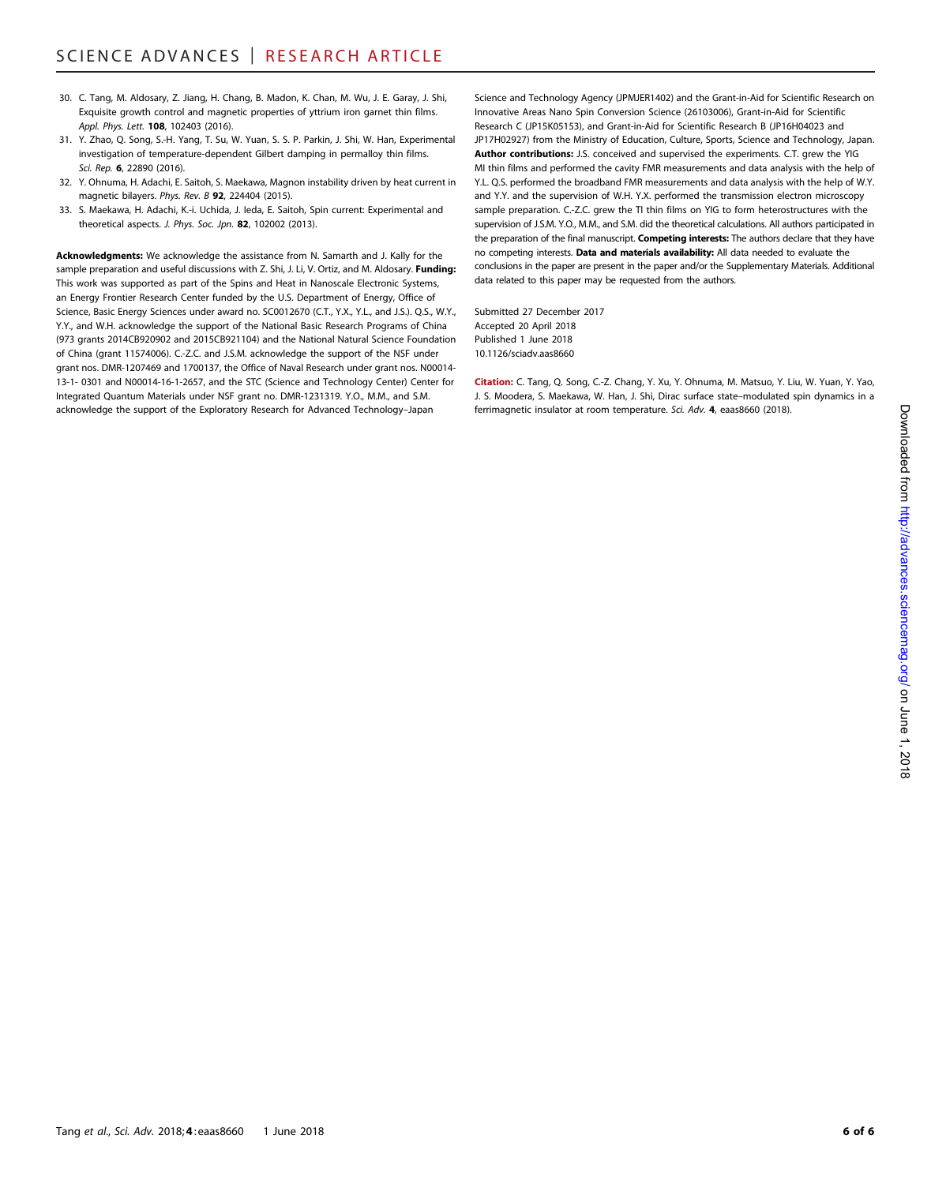30. C. Tang, M. Aldosary, Z. Jiang, H. Chang, B. Madon, K. Chan, M. Wu, J. E. Garay, J. Shi, Exquisite growth control and magnetic properties of yttrium iron garnet thin films. *Appl. Phys. Lett.* **108**, 102403 (2016).
31. Y. Zhao, Q. Song, S.-H. Yang, T. Su, W. Yuan, S. S. P. Parkin, J. Shi, W. Han, Experimental investigation of temperature-dependent Gilbert damping in permalloy thin films. *Sci. Rep.* **6**, 22890 (2016).
32. Y. Ohnuma, H. Adachi, E. Saitoh, S. Maekawa, Magnon instability driven by heat current in magnetic bilayers. *Phys. Rev. B* **92**, 224404 (2015).
33. S. Maekawa, H. Adachi, K.-i. Uchida, J. Ieda, E. Saitoh, Spin current: Experimental and theoretical aspects. *J. Phys. Soc. Jpn.* **82**, 102002 (2013).

**Acknowledgments:** We acknowledge the assistance from N. Samarth and J. Kally for the sample preparation and useful discussions with Z. Shi, J. Li, V. Ortiz, and M. Aldosary. **Funding:** This work was supported as part of the Spins and Heat in Nanoscale Electronic Systems, an Energy Frontier Research Center funded by the U.S. Department of Energy, Office of Science, Basic Energy Sciences under award no. SC0012670 (C.T., Y.X., Y.L., and J.S.). Q.S., W.Y., Y.Y., and W.H. acknowledge the support of the National Basic Research Programs of China (973 grants 2014CB920902 and 2015CB921104) and the National Natural Science Foundation of China (grant 11574006). C.-Z.C. and J.S.M. acknowledge the support of the NSF under grant nos. DMR-1207469 and 1700137, the Office of Naval Research under grant nos. N00014-13-1- 0301 and N00014-16-1-2657, and the STC (Science and Technology Center) Center for Integrated Quantum Materials under NSF grant no. DMR-1231319. Y.O., M.M., and S.M. acknowledge the support of the Exploratory Research for Advanced Technology–Japan Science and Technology Agency (JPMJER1402) and the Grant-in-Aid for Scientific Research on Innovative Areas Nano Spin Conversion Science (26103006), Grant-in-Aid for Scientific Research C (JP15K05153), and Grant-in-Aid for Scientific Research B (JP16H04023 and JP17H02927) from the Ministry of Education, Culture, Sports, Science and Technology, Japan. **Author contributions:** J.S. conceived and supervised the experiments. C.T. grew the YIG MI thin films and performed the cavity FMR measurements and data analysis with the help of Y.L. Q.S. performed the broadband FMR measurements and data analysis with the help of W.Y. and Y.Y. and the supervision of W.H. Y.X. performed the transmission electron microscopy sample preparation. C.-Z.C. grew the TI thin films on YIG to form heterostructures with the supervision of J.S.M. Y.O., M.M., and S.M. did the theoretical calculations. All authors participated in the preparation of the final manuscript. **Competing interests:** The authors declare that they have no competing interests. **Data and materials availability:** All data needed to evaluate the conclusions in the paper are present in the paper and/or the Supplementary Materials. Additional data related to this paper may be requested from the authors.

Submitted 27 December 2017
Accepted 20 April 2018
Published 1 June 2018
10.1126/sciadv.aas8660

**Citation:** C. Tang, Q. Song, C.-Z. Chang, Y. Xu, Y. Ohnuma, M. Matsuo, Y. Liu, W. Yuan, Y. Yao, J. S. Moodera, S. Maekawa, W. Han, J. Shi, Dirac surface state–modulated spin dynamics in a ferrimagnetic insulator at room temperature. *Sci. Adv.* **4**, eaas8660 (2018).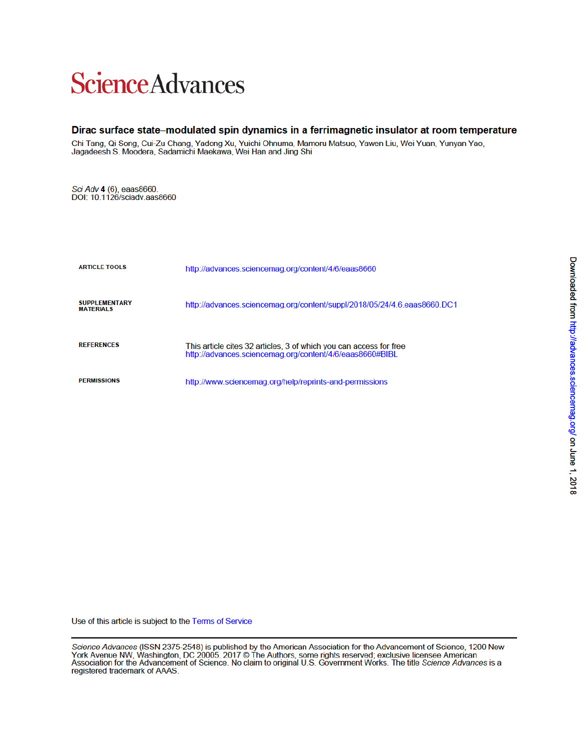# Science Advances

**Dirac surface state–modulated spin dynamics in a ferrimagnetic insulator at room temperature**

Chi Tang, Qi Song, Cui-Zu Chang, Yadong Xu, Yuichi Ohnuma, Mamoru Matsuo, Yawen Liu, Wei Yuan, Yunyan Yao, Jagadeesh S. Moodera, Sadamichi Maekawa, Wei Han and Jing Shi

*Sci Adv* **4** (6), eaas8660.
DOI: 10.1126/sciadv.aas8660

| | |
|---|---|
| ARTICLE TOOLS | http://advances.sciencemag.org/content/4/6/eaas8660 |
| SUPPLEMENTARY MATERIALS | http://advances.sciencemag.org/content/suppl/2018/05/24/4.6.eaas8660.DC1 |
| REFERENCES | This article cites 32 articles, 3 of which you can access for free http://advances.sciencemag.org/content/4/6/eaas8660#BIBL |
| PERMISSIONS | http://www.sciencemag.org/help/reprints-and-permissions |

Downloaded from http://advances.sciencemag.org/ on June 1, 2018

Use of this article is subject to the Terms of Service

*Science Advances* (ISSN 2375-2548) is published by the American Association for the Advancement of Science, 1200 New York Avenue NW, Washington, DC 20005. 2017 © The Authors, some rights reserved; exclusive licensee American Association for the Advancement of Science. No claim to original U.S. Government Works. The title *Science Advances* is a registered trademark of AAAS.